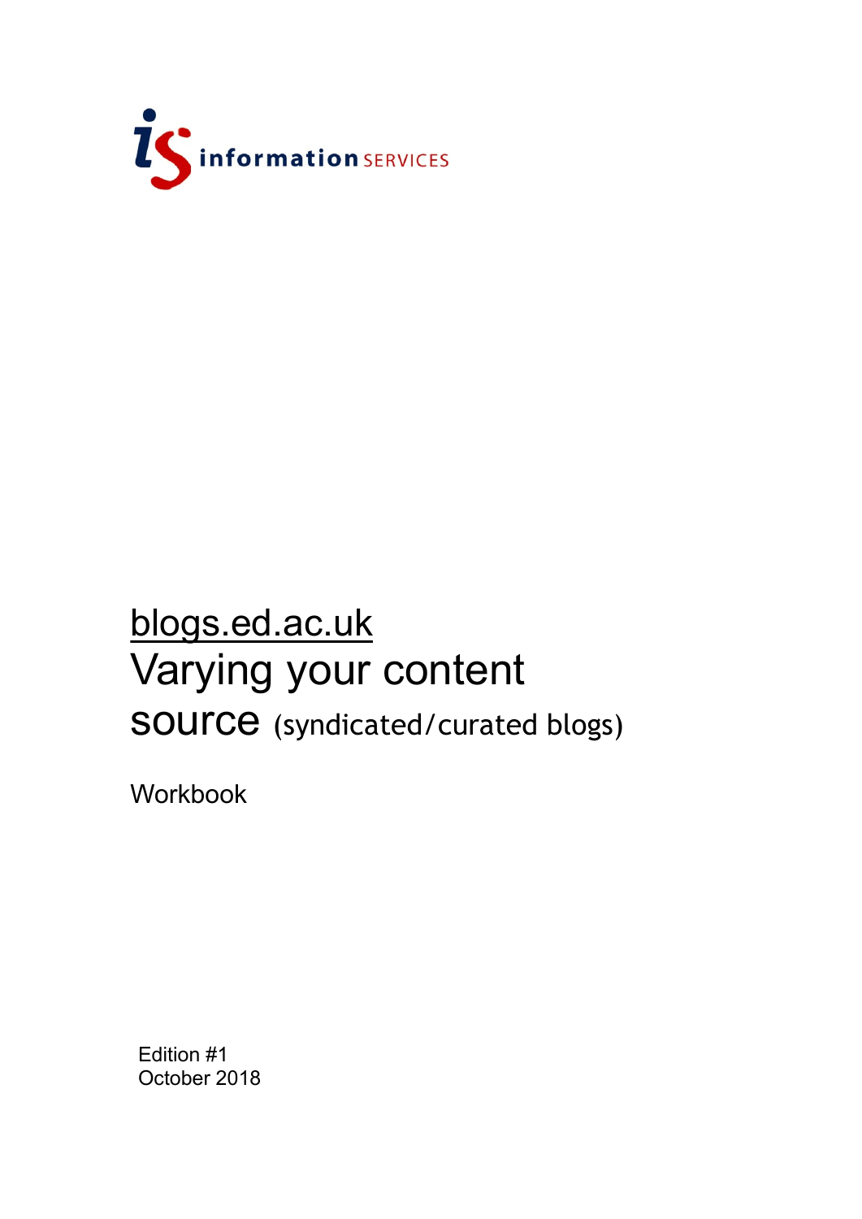information SERVICES

# blogs.ed.ac.uk

# Varying your content source (syndicated/curated blogs)

Workbook

Edition #1
October 2018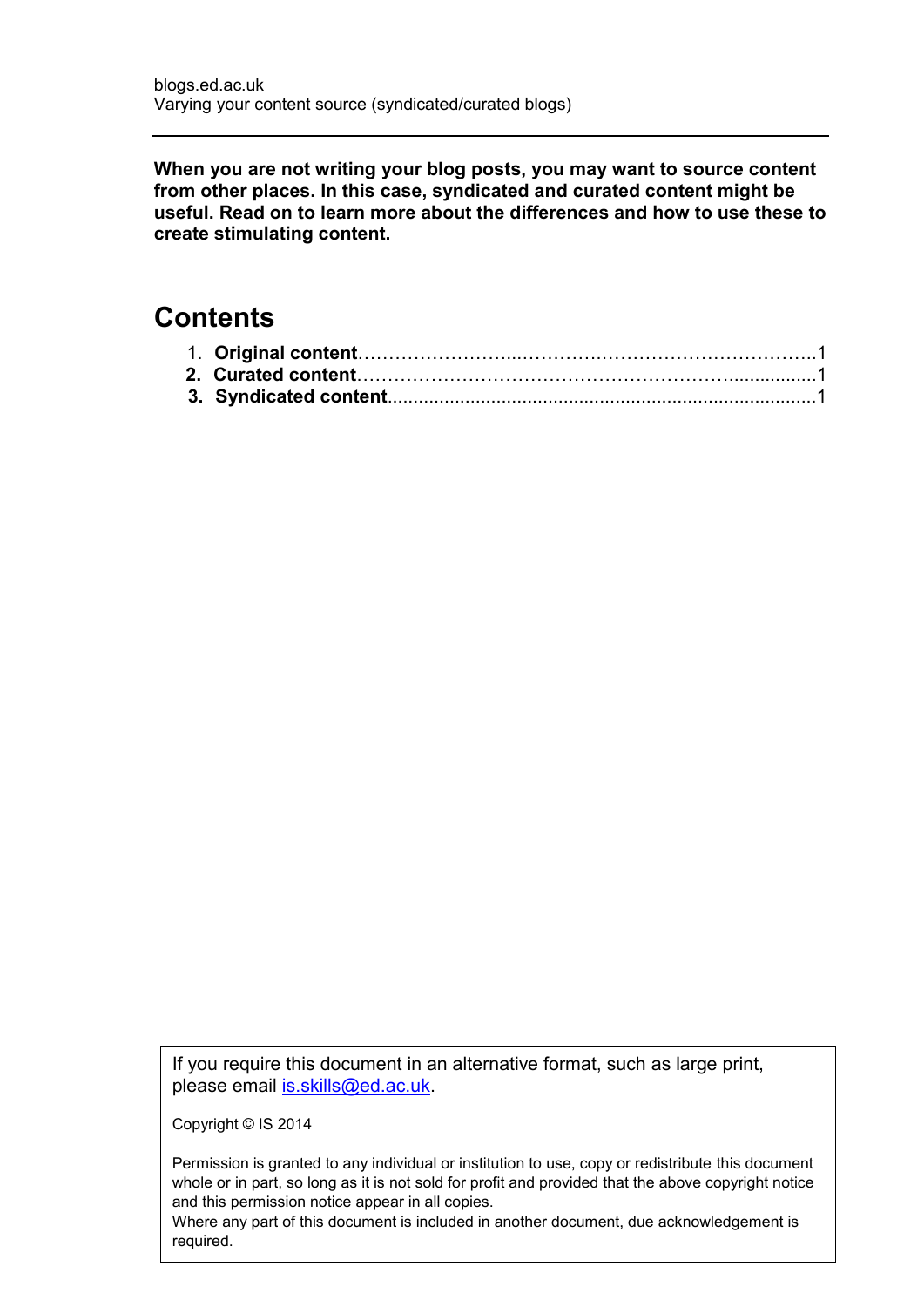blogs.ed.ac.uk
Varying your content source (syndicated/curated blogs)

---

**When you are not writing your blog posts, you may want to source content from other places. In this case, syndicated and curated content might be useful. Read on to learn more about the differences and how to use these to create stimulating content.**

## Contents

1. **Original content**……………………...………….…………………………….1
2. **Curated content**…………………………………………………….................1
3. **Syndicated content**..................................................................................1

---

If you require this document in an alternative format, such as large print, please email [is.skills@ed.ac.uk](mailto:is.skills@ed.ac.uk).

Copyright © IS 2014

Permission is granted to any individual or institution to use, copy or redistribute this document whole or in part, so long as it is not sold for profit and provided that the above copyright notice and this permission notice appear in all copies.
Where any part of this document is included in another document, due acknowledgement is required.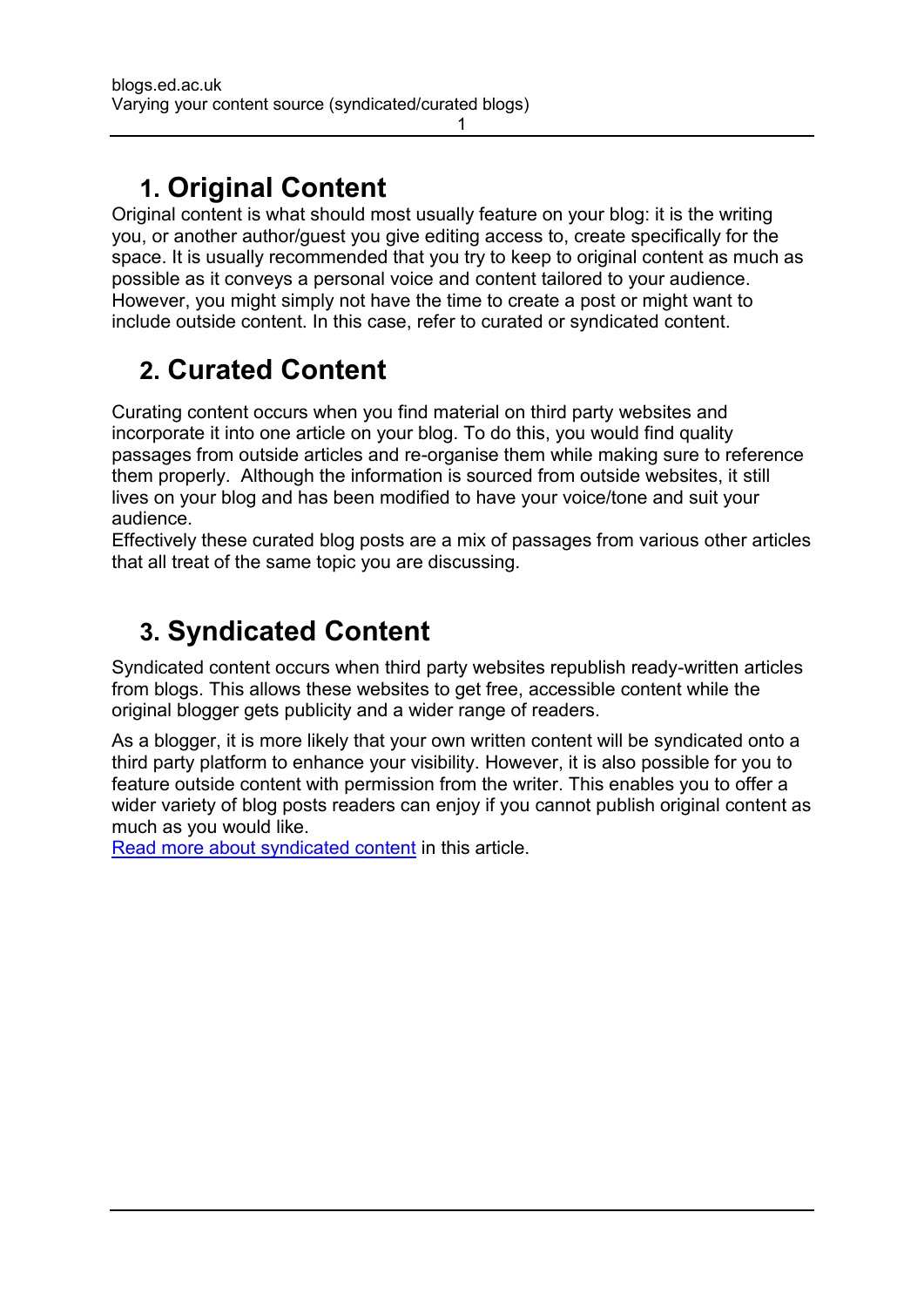## 1. Original Content

Original content is what should most usually feature on your blog: it is the writing you, or another author/guest you give editing access to, create specifically for the space. It is usually recommended that you try to keep to original content as much as possible as it conveys a personal voice and content tailored to your audience. However, you might simply not have the time to create a post or might want to include outside content. In this case, refer to curated or syndicated content.

## 2. Curated Content

Curating content occurs when you find material on third party websites and incorporate it into one article on your blog. To do this, you would find quality passages from outside articles and re-organise them while making sure to reference them properly. Although the information is sourced from outside websites, it still lives on your blog and has been modified to have your voice/tone and suit your audience.
Effectively these curated blog posts are a mix of passages from various other articles that all treat of the same topic you are discussing.

## 3. Syndicated Content

Syndicated content occurs when third party websites republish ready-written articles from blogs. This allows these websites to get free, accessible content while the original blogger gets publicity and a wider range of readers.

As a blogger, it is more likely that your own written content will be syndicated onto a third party platform to enhance your visibility. However, it is also possible for you to feature outside content with permission from the writer. This enables you to offer a wider variety of blog posts readers can enjoy if you cannot publish original content as much as you would like.
Read more about syndicated content in this article.